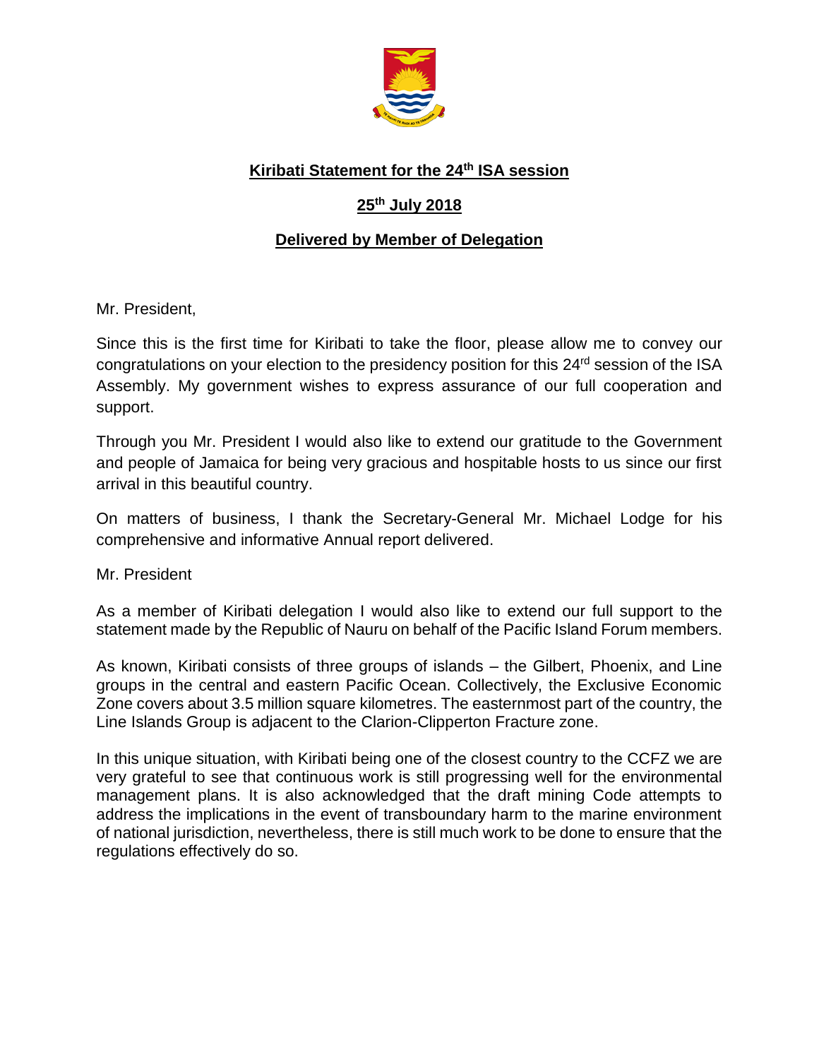# **Kiribati Statement for the 24th ISA session**

## **25th July 2018**

## **Delivered by Member of Delegation**

Mr. President,

Since this is the first time for Kiribati to take the floor, please allow me to convey our congratulations on your election to the presidency position for this 24rd session of the ISA Assembly. My government wishes to express assurance of our full cooperation and support.

Through you Mr. President I would also like to extend our gratitude to the Government and people of Jamaica for being very gracious and hospitable hosts to us since our first arrival in this beautiful country.

On matters of business, I thank the Secretary-General Mr. Michael Lodge for his comprehensive and informative Annual report delivered.

Mr. President

As a member of Kiribati delegation I would also like to extend our full support to the statement made by the Republic of Nauru on behalf of the Pacific Island Forum members.

As known, Kiribati consists of three groups of islands – the Gilbert, Phoenix, and Line groups in the central and eastern Pacific Ocean. Collectively, the Exclusive Economic Zone covers about 3.5 million square kilometres. The easternmost part of the country, the Line Islands Group is adjacent to the Clarion-Clipperton Fracture zone.

In this unique situation, with Kiribati being one of the closest country to the CCFZ we are very grateful to see that continuous work is still progressing well for the environmental management plans. It is also acknowledged that the draft mining Code attempts to address the implications in the event of transboundary harm to the marine environment of national jurisdiction, nevertheless, there is still much work to be done to ensure that the regulations effectively do so.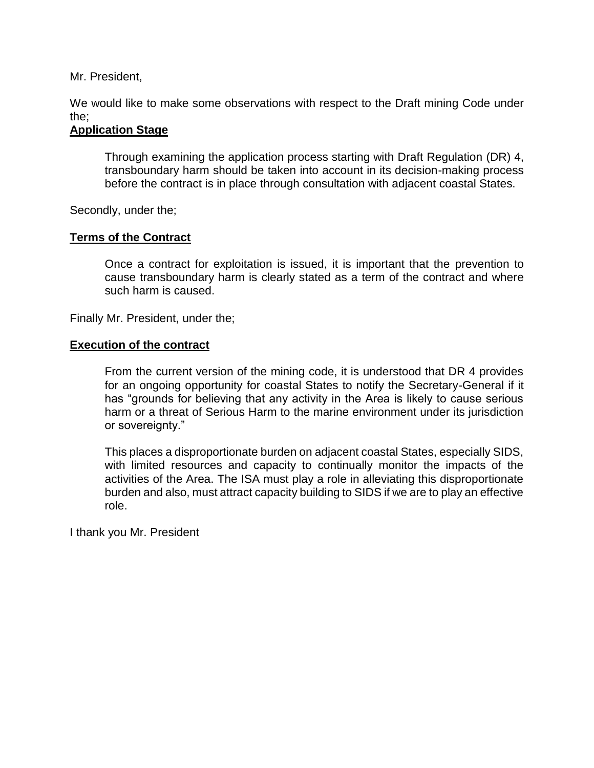Mr. President,

We would like to make some observations with respect to the Draft mining Code under the;

**Application Stage**

> Through examining the application process starting with Draft Regulation (DR) 4, transboundary harm should be taken into account in its decision-making process before the contract is in place through consultation with adjacent coastal States.

Secondly, under the;

**Terms of the Contract**

> Once a contract for exploitation is issued, it is important that the prevention to cause transboundary harm is clearly stated as a term of the contract and where such harm is caused.

Finally Mr. President, under the;

**Execution of the contract**

> From the current version of the mining code, it is understood that DR 4 provides for an ongoing opportunity for coastal States to notify the Secretary-General if it has "grounds for believing that any activity in the Area is likely to cause serious harm or a threat of Serious Harm to the marine environment under its jurisdiction or sovereignty."
>
> This places a disproportionate burden on adjacent coastal States, especially SIDS, with limited resources and capacity to continually monitor the impacts of the activities of the Area. The ISA must play a role in alleviating this disproportionate burden and also, must attract capacity building to SIDS if we are to play an effective role.

I thank you Mr. President